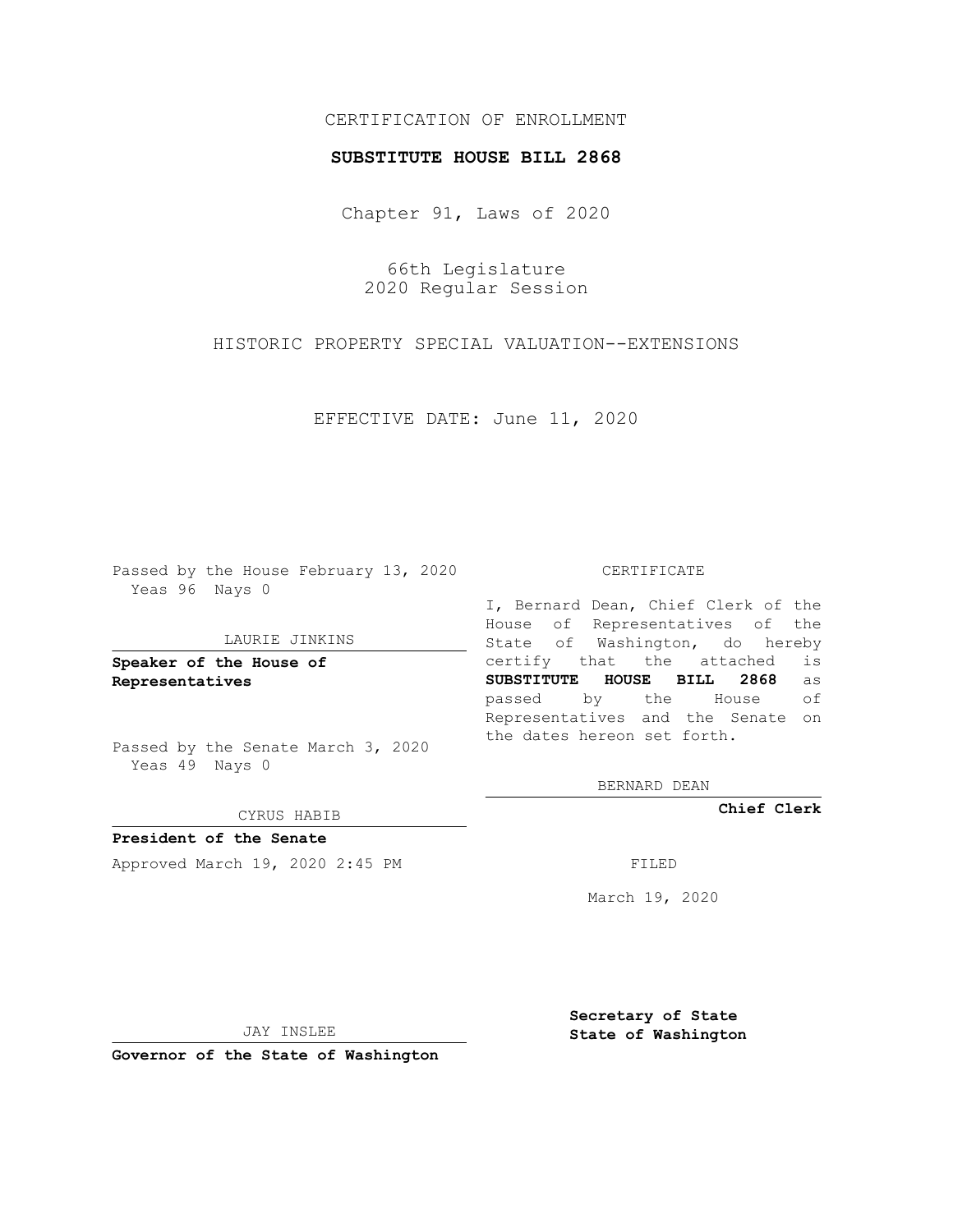CERTIFICATION OF ENROLLMENT

**SUBSTITUTE HOUSE BILL 2868**

Chapter 91, Laws of 2020

66th Legislature
2020 Regular Session

HISTORIC PROPERTY SPECIAL VALUATION--EXTENSIONS

EFFECTIVE DATE: June 11, 2020

Passed by the House February 13, 2020
Yeas 96 Nays 0

LAURIE JINKINS

**Speaker of the House of Representatives**

Passed by the Senate March 3, 2020
Yeas 49 Nays 0

CYRUS HABIB

**President of the Senate**

Approved March 19, 2020 2:45 PM

JAY INSLEE

**Governor of the State of Washington**

CERTIFICATE

I, Bernard Dean, Chief Clerk of the House of Representatives of the State of Washington, do hereby certify that the attached is **SUBSTITUTE HOUSE BILL 2868** as passed by the House of Representatives and the Senate on the dates hereon set forth.

BERNARD DEAN

**Chief Clerk**

FILED

March 19, 2020

**Secretary of State**
**State of Washington**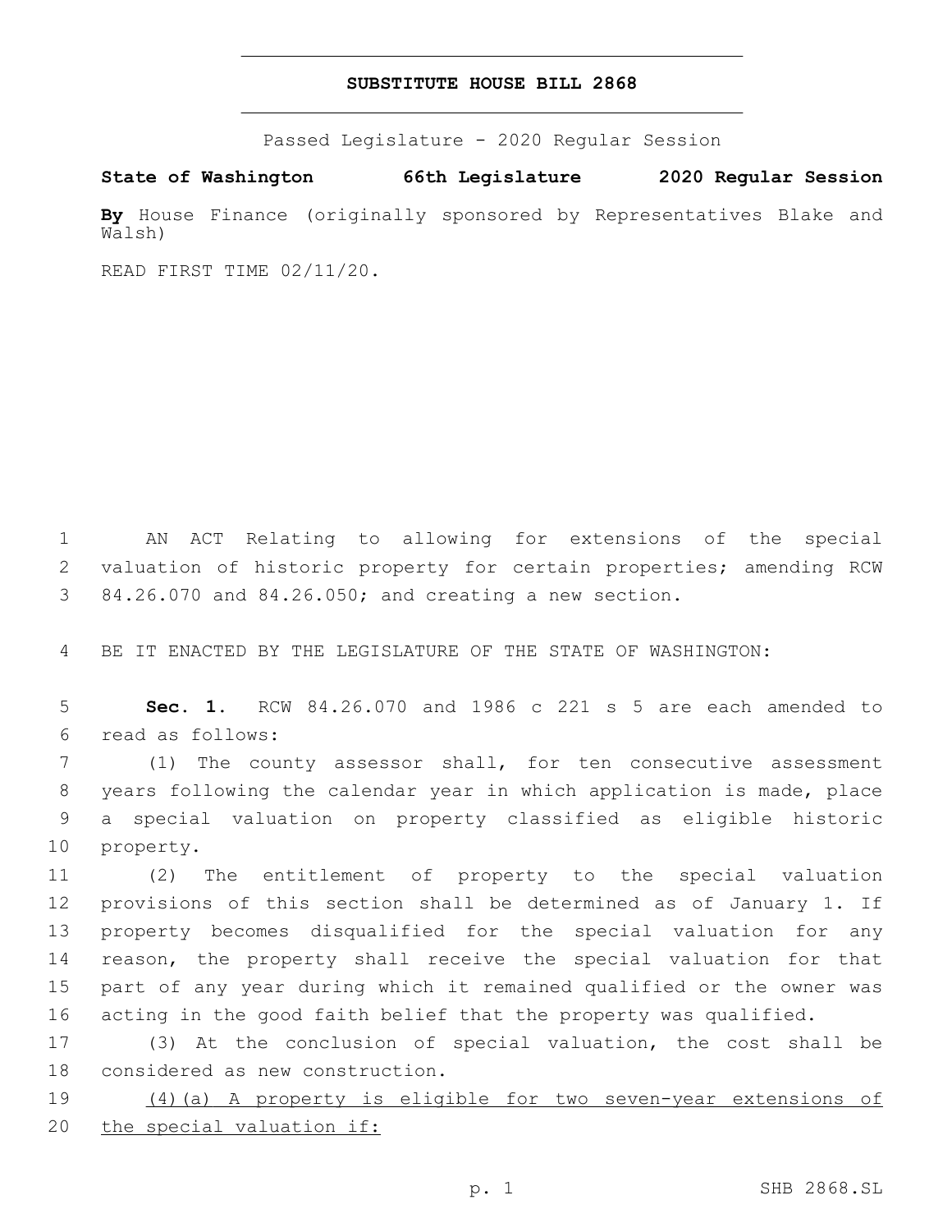# SUBSTITUTE HOUSE BILL 2868

Passed Legislature - 2020 Regular Session

**State of Washington 66th Legislature 2020 Regular Session**

**By** House Finance (originally sponsored by Representatives Blake and Walsh)

READ FIRST TIME 02/11/20.

AN ACT Relating to allowing for extensions of the special valuation of historic property for certain properties; amending RCW 84.26.070 and 84.26.050; and creating a new section.

BE IT ENACTED BY THE LEGISLATURE OF THE STATE OF WASHINGTON:

**Sec. 1.** RCW 84.26.070 and 1986 c 221 s 5 are each amended to read as follows:

(1) The county assessor shall, for ten consecutive assessment years following the calendar year in which application is made, place a special valuation on property classified as eligible historic property.

(2) The entitlement of property to the special valuation provisions of this section shall be determined as of January 1. If property becomes disqualified for the special valuation for any reason, the property shall receive the special valuation for that part of any year during which it remained qualified or the owner was acting in the good faith belief that the property was qualified.

(3) At the conclusion of special valuation, the cost shall be considered as new construction.

<u>(4)(a) A property is eligible for two seven-year extensions of the special valuation if:</u>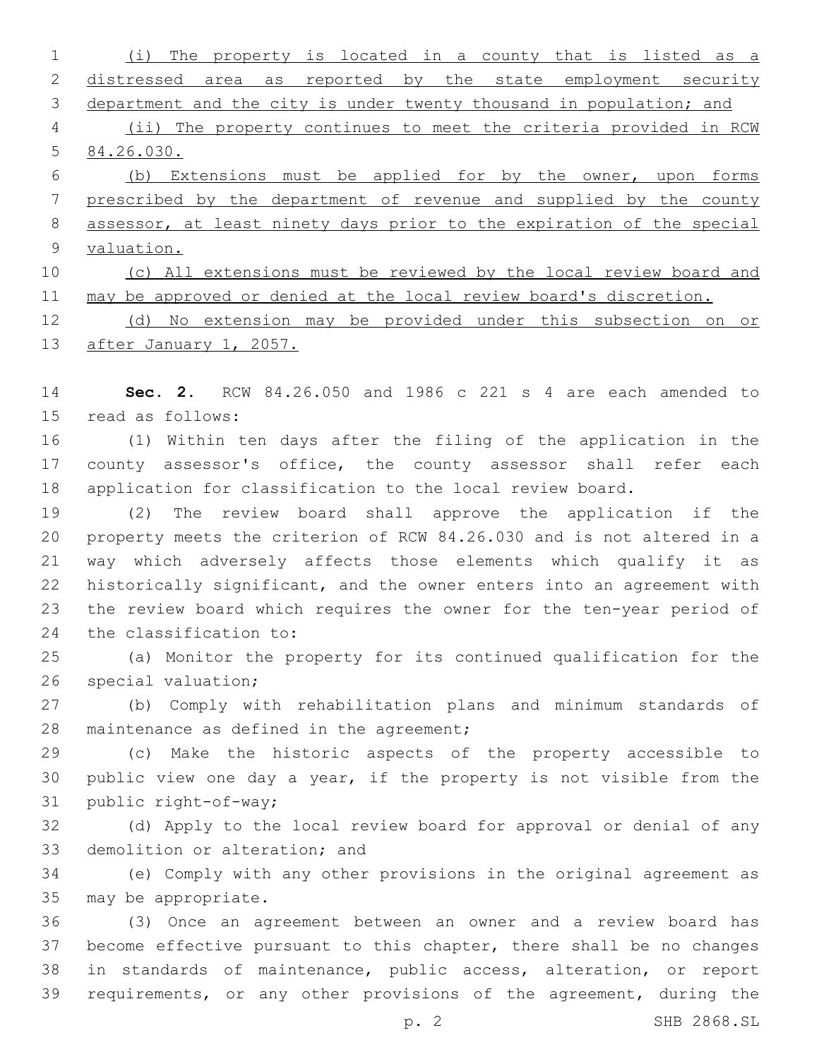(i) The property is located in a county that is listed as a distressed area as reported by the state employment security department and the city is under twenty thousand in population; and

(ii) The property continues to meet the criteria provided in RCW 84.26.030.

(b) Extensions must be applied for by the owner, upon forms prescribed by the department of revenue and supplied by the county assessor, at least ninety days prior to the expiration of the special valuation.

(c) All extensions must be reviewed by the local review board and may be approved or denied at the local review board's discretion.

(d) No extension may be provided under this subsection on or after January 1, 2057.

**Sec. 2.** RCW 84.26.050 and 1986 c 221 s 4 are each amended to read as follows:

(1) Within ten days after the filing of the application in the county assessor's office, the county assessor shall refer each application for classification to the local review board.

(2) The review board shall approve the application if the property meets the criterion of RCW 84.26.030 and is not altered in a way which adversely affects those elements which qualify it as historically significant, and the owner enters into an agreement with the review board which requires the owner for the ten-year period of the classification to:

(a) Monitor the property for its continued qualification for the special valuation;

(b) Comply with rehabilitation plans and minimum standards of maintenance as defined in the agreement;

(c) Make the historic aspects of the property accessible to public view one day a year, if the property is not visible from the public right-of-way;

(d) Apply to the local review board for approval or denial of any demolition or alteration; and

(e) Comply with any other provisions in the original agreement as may be appropriate.

(3) Once an agreement between an owner and a review board has become effective pursuant to this chapter, there shall be no changes in standards of maintenance, public access, alteration, or report requirements, or any other provisions of the agreement, during the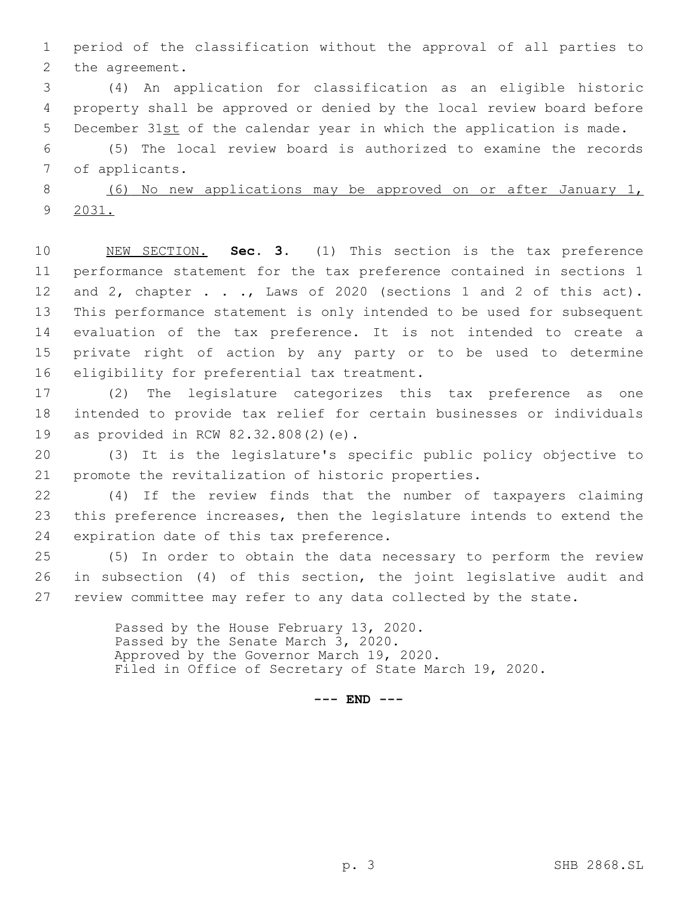period of the classification without the approval of all parties to the agreement.

(4) An application for classification as an eligible historic property shall be approved or denied by the local review board before December 31st of the calendar year in which the application is made.

(5) The local review board is authorized to examine the records of applicants.

(6) No new applications may be approved on or after January 1, 2031.

NEW SECTION. **Sec. 3.** (1) This section is the tax preference performance statement for the tax preference contained in sections 1 and 2, chapter . . ., Laws of 2020 (sections 1 and 2 of this act). This performance statement is only intended to be used for subsequent evaluation of the tax preference. It is not intended to create a private right of action by any party or to be used to determine eligibility for preferential tax treatment.

(2) The legislature categorizes this tax preference as one intended to provide tax relief for certain businesses or individuals as provided in RCW 82.32.808(2)(e).

(3) It is the legislature's specific public policy objective to promote the revitalization of historic properties.

(4) If the review finds that the number of taxpayers claiming this preference increases, then the legislature intends to extend the expiration date of this tax preference.

(5) In order to obtain the data necessary to perform the review in subsection (4) of this section, the joint legislative audit and review committee may refer to any data collected by the state.

Passed by the House February 13, 2020.
Passed by the Senate March 3, 2020.
Approved by the Governor March 19, 2020.
Filed in Office of Secretary of State March 19, 2020.

**--- END ---**